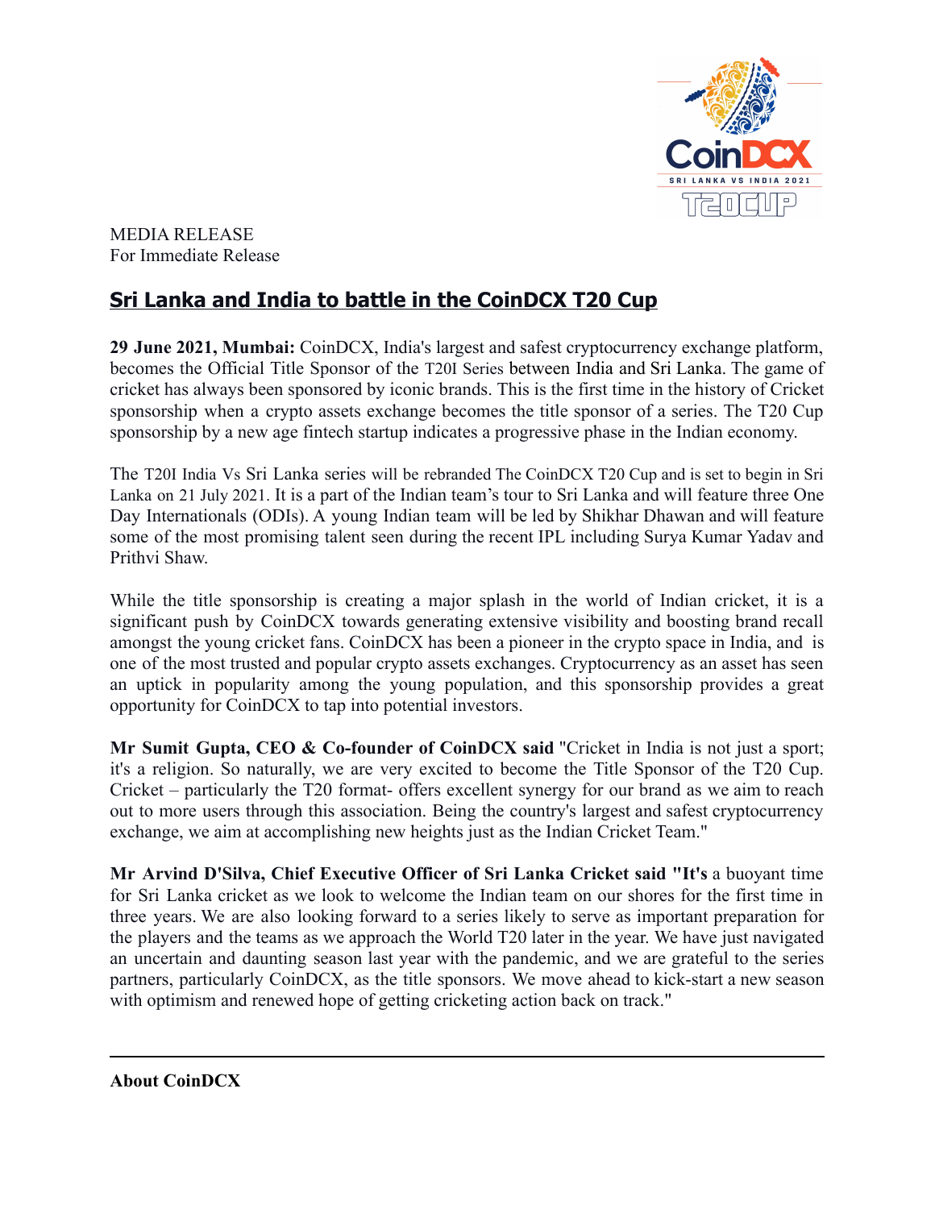MEDIA RELEASE
For Immediate Release

# Sri Lanka and India to battle in the CoinDCX T20 Cup

**29 June 2021, Mumbai:** CoinDCX, India's largest and safest cryptocurrency exchange platform, becomes the Official Title Sponsor of the T20I Series between India and Sri Lanka. The game of cricket has always been sponsored by iconic brands. This is the first time in the history of Cricket sponsorship when a crypto assets exchange becomes the title sponsor of a series. The T20 Cup sponsorship by a new age fintech startup indicates a progressive phase in the Indian economy.

The T20I India Vs Sri Lanka series will be rebranded The CoinDCX T20 Cup and is set to begin in Sri Lanka on 21 July 2021. It is a part of the Indian team's tour to Sri Lanka and will feature three One Day Internationals (ODIs). A young Indian team will be led by Shikhar Dhawan and will feature some of the most promising talent seen during the recent IPL including Surya Kumar Yadav and Prithvi Shaw.

While the title sponsorship is creating a major splash in the world of Indian cricket, it is a significant push by CoinDCX towards generating extensive visibility and boosting brand recall amongst the young cricket fans. CoinDCX has been a pioneer in the crypto space in India, and is one of the most trusted and popular crypto assets exchanges. Cryptocurrency as an asset has seen an uptick in popularity among the young population, and this sponsorship provides a great opportunity for CoinDCX to tap into potential investors.

**Mr Sumit Gupta, CEO & Co-founder of CoinDCX said** "Cricket in India is not just a sport; it's a religion. So naturally, we are very excited to become the Title Sponsor of the T20 Cup. Cricket – particularly the T20 format- offers excellent synergy for our brand as we aim to reach out to more users through this association. Being the country's largest and safest cryptocurrency exchange, we aim at accomplishing new heights just as the Indian Cricket Team."

**Mr Arvind D'Silva, Chief Executive Officer of Sri Lanka Cricket said "It's** a buoyant time for Sri Lanka cricket as we look to welcome the Indian team on our shores for the first time in three years. We are also looking forward to a series likely to serve as important preparation for the players and the teams as we approach the World T20 later in the year. We have just navigated an uncertain and daunting season last year with the pandemic, and we are grateful to the series partners, particularly CoinDCX, as the title sponsors. We move ahead to kick-start a new season with optimism and renewed hope of getting cricketing action back on track."

---

**About CoinDCX**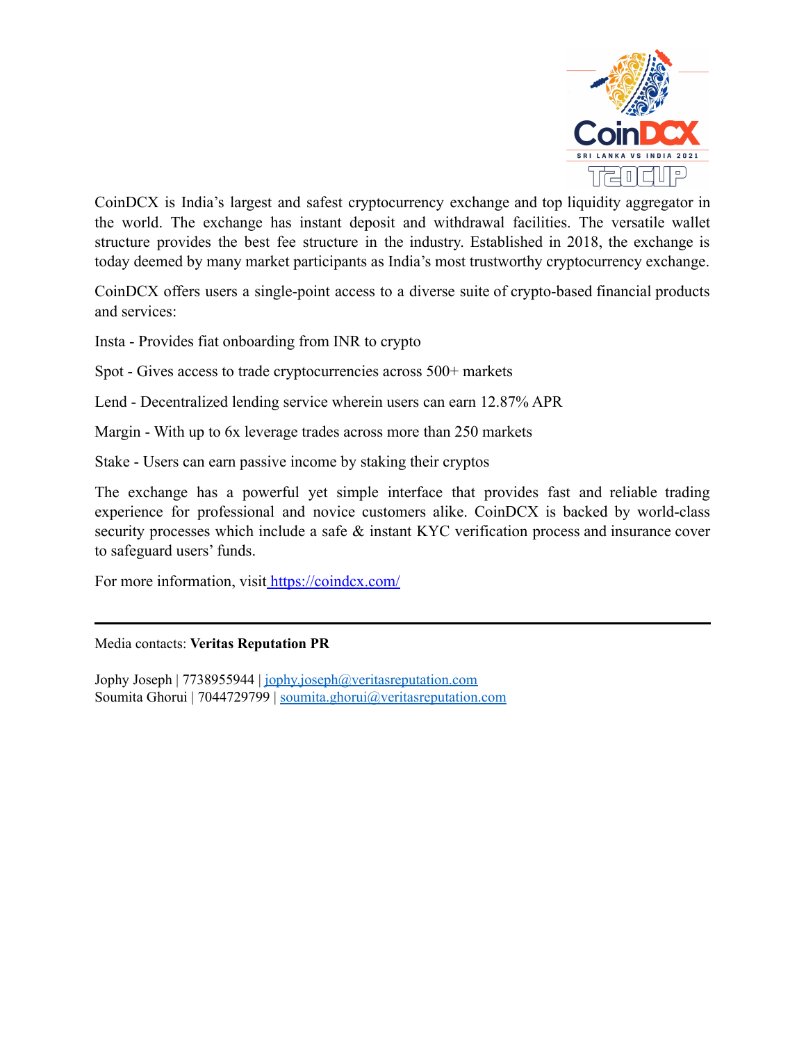CoinDCX is India's largest and safest cryptocurrency exchange and top liquidity aggregator in the world. The exchange has instant deposit and withdrawal facilities. The versatile wallet structure provides the best fee structure in the industry. Established in 2018, the exchange is today deemed by many market participants as India's most trustworthy cryptocurrency exchange.

CoinDCX offers users a single-point access to a diverse suite of crypto-based financial products and services:

Insta - Provides fiat onboarding from INR to crypto

Spot - Gives access to trade cryptocurrencies across 500+ markets

Lend - Decentralized lending service wherein users can earn 12.87% APR

Margin - With up to 6x leverage trades across more than 250 markets

Stake - Users can earn passive income by staking their cryptos

The exchange has a powerful yet simple interface that provides fast and reliable trading experience for professional and novice customers alike. CoinDCX is backed by world-class security processes which include a safe & instant KYC verification process and insurance cover to safeguard users' funds.

For more information, visit [https://coindcx.com/](https://coindcx.com/)

---

Media contacts: **Veritas Reputation PR**

Jophy Joseph | 7738955944 | [jophy.joseph@veritasreputation.com](mailto:jophy.joseph@veritasreputation.com)
Soumita Ghorui | 7044729799 | [soumita.ghorui@veritasreputation.com](mailto:soumita.ghorui@veritasreputation.com)